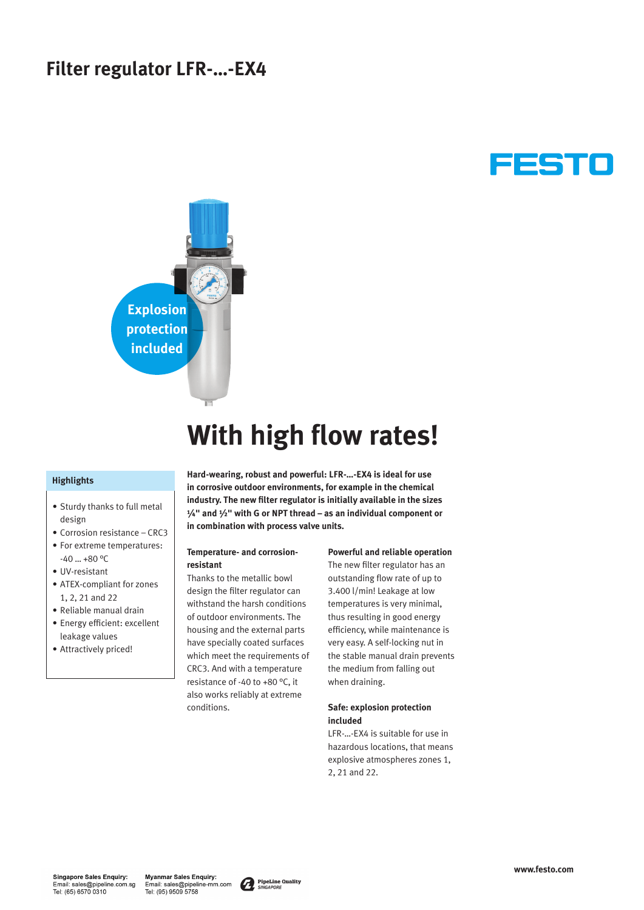# Filter regulator LFR-...-EX4

FESTO

Explosion protection included

## With high flow rates!

### Highlights

- Sturdy thanks to full metal design
- Corrosion resistance – CRC3
- For extreme temperatures: -40 ... +80 °C
- UV-resistant
- ATEX-compliant for zones 1, 2, 21 and 22
- Reliable manual drain
- Energy efficient: excellent leakage values
- Attractively priced!

**Hard-wearing, robust and powerful: LFR-...-EX4 is ideal for use in corrosive outdoor environments, for example in the chemical industry. The new filter regulator is initially available in the sizes ¼" and ½" with G or NPT thread – as an individual component or in combination with process valve units.**

**Temperature- and corrosion-resistant**

Thanks to the metallic bowl design the filter regulator can withstand the harsh conditions of outdoor environments. The housing and the external parts have specially coated surfaces which meet the requirements of CRC3. And with a temperature resistance of -40 to +80 °C, it also works reliably at extreme conditions.

**Powerful and reliable operation**

The new filter regulator has an outstanding flow rate of up to 3.400 l/min! Leakage at low temperatures is very minimal, thus resulting in good energy efficiency, while maintenance is very easy. A self-locking nut in the stable manual drain prevents the medium from falling out when draining.

**Safe: explosion protection included**

LFR-...-EX4 is suitable for use in hazardous locations, that means explosive atmospheres zones 1, 2, 21 and 22.

**Singapore Sales Enquiry:**
Email: sales@pipeline.com.sg
Tel: (65) 6570 0310

**Myanmar Sales Enquiry:**
Email: sales@pipeline-mm.com
Tel: (95) 9509 5758

PipeLine Quality SINGAPORE

www.festo.com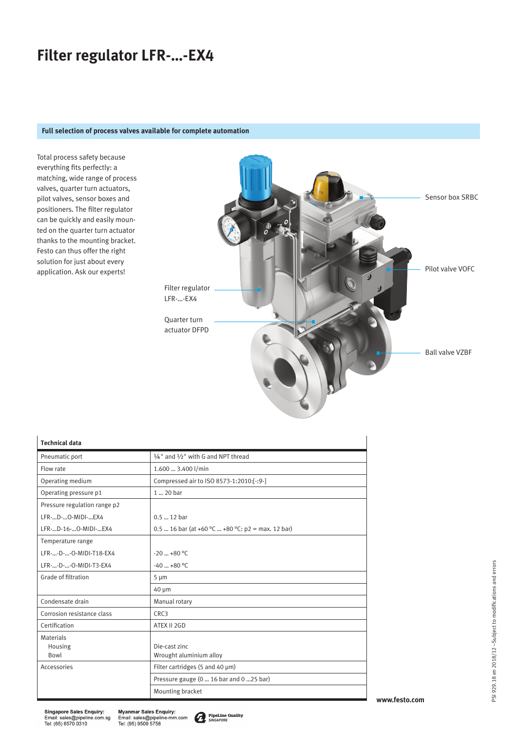# Filter regulator LFR-...-EX4

**Full selection of process valves available for complete automation**

Total process safety because everything fits perfectly: a matching, wide range of process valves, quarter turn actuators, pilot valves, sensor boxes and positioners. The filter regulator can be quickly and easily mounted on the quarter turn actuator thanks to the mounting bracket. Festo can thus offer the right solution for just about every application. Ask our experts!

Sensor box SRBC

Pilot valve VOFC

Filter regulator LFR-...-EX4

Quarter turn actuator DFPD

Ball valve VZBF

| Technical data | |
|---|---|
| Pneumatic port | ¼" and ½" with G and NPT thread |
| Flow rate | 1.600 ... 3.400 l/min |
| Operating medium | Compressed air to ISO 8573-1:2010:[-:9-] |
| Operating pressure p1 | 1 ... 20 bar |
| Pressure regulation range p2 | |
| LFR-...D-...O-MIDI-...EX4 | 0.5 ... 12 bar |
| LFR-...D-16-...O-MIDI-...EX4 | 0.5 ... 16 bar (at +60 °C ... +80 °C: p2 = max. 12 bar) |
| Temperature range | |
| LFR-...-D-...-O-MIDI-T18-EX4 | -20 ... +80 °C |
| LFR-...-D-...-O-MIDI-T3-EX4 | -40 ... +80 °C |
| Grade of filtration | 5 µm |
| | 40 µm |
| Condensate drain | Manual rotary |
| Corrosion resistance class | CRC3 |
| Certification | ATEX II 2GD |
| Materials<br>Housing<br>Bowl | <br>Die-cast zinc<br>Wrought aluminium alloy |
| Accessories | Filter cartridges (5 and 40 µm) |
| | Pressure gauge (0 ... 16 bar and 0 ...25 bar) |
| | Mounting bracket |

www.festo.com

PSI 929.18 en 2018/12 –Subject to modifications and errors

**Singapore Sales Enquiry:**
Email: sales@pipeline.com.sg
Tel: (65) 6570 0310

**Myanmar Sales Enquiry:**
Email: sales@pipeline-mm.com
Tel: (95) 9509 5758

PipeLine Quality SINGAPORE